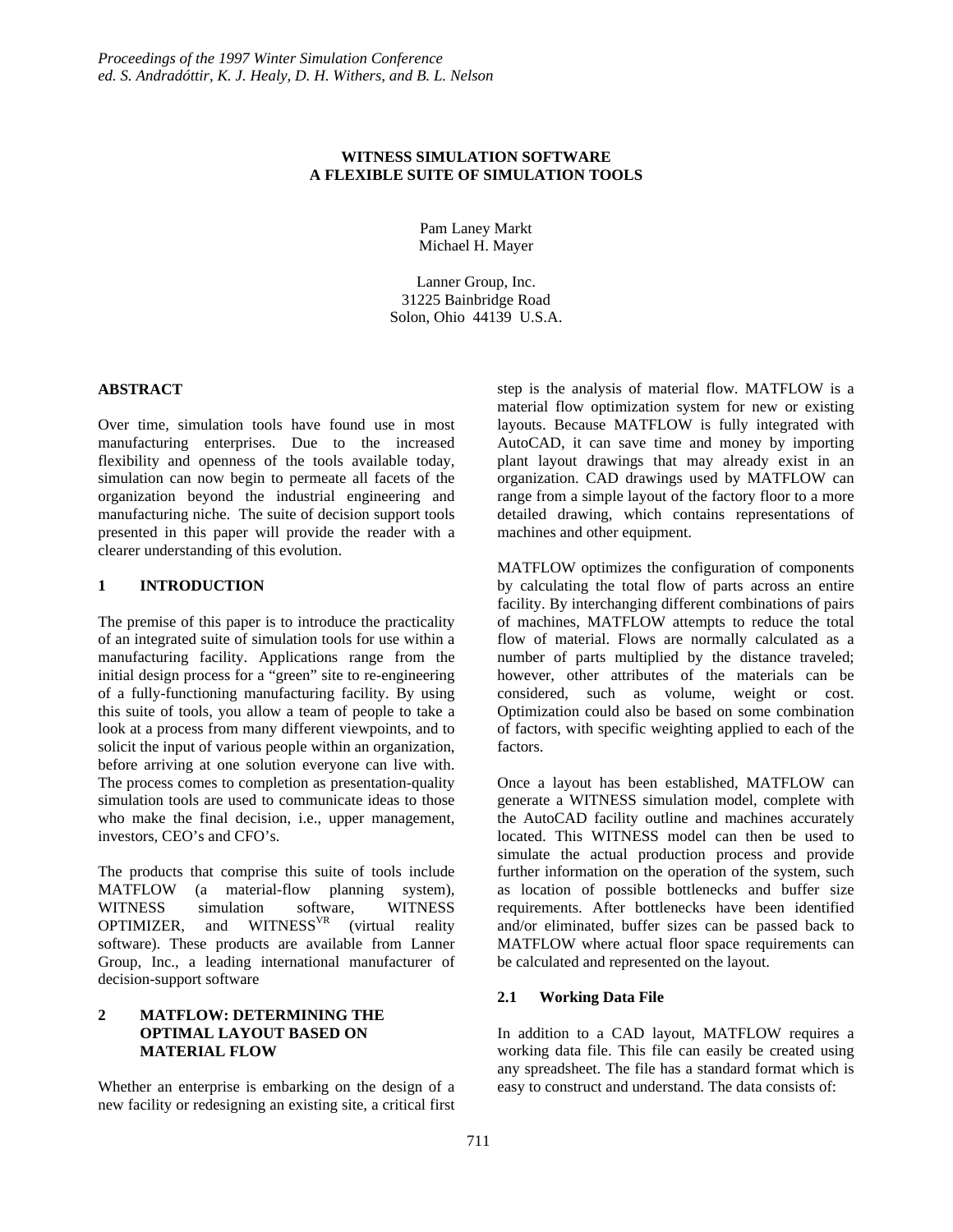*Proceedings of the 1997 Winter Simulation Conference*
*ed. S. Andradóttir, K. J. Healy, D. H. Withers, and B. L. Nelson*

# WITNESS SIMULATION SOFTWARE A FLEXIBLE SUITE OF SIMULATION TOOLS

Pam Laney Markt
Michael H. Mayer

Lanner Group, Inc.
31225 Bainbridge Road
Solon, Ohio 44139 U.S.A.

## ABSTRACT

Over time, simulation tools have found use in most manufacturing enterprises. Due to the increased flexibility and openness of the tools available today, simulation can now begin to permeate all facets of the organization beyond the industrial engineering and manufacturing niche. The suite of decision support tools presented in this paper will provide the reader with a clearer understanding of this evolution.

## 1 INTRODUCTION

The premise of this paper is to introduce the practicality of an integrated suite of simulation tools for use within a manufacturing facility. Applications range from the initial design process for a "green" site to re-engineering of a fully-functioning manufacturing facility. By using this suite of tools, you allow a team of people to take a look at a process from many different viewpoints, and to solicit the input of various people within an organization, before arriving at one solution everyone can live with. The process comes to completion as presentation-quality simulation tools are used to communicate ideas to those who make the final decision, i.e., upper management, investors, CEO's and CFO's.

The products that comprise this suite of tools include MATFLOW (a material-flow planning system), WITNESS simulation software, WITNESS OPTIMIZER, and WITNESS[VR] (virtual reality software). These products are available from Lanner Group, Inc., a leading international manufacturer of decision-support software

## 2 MATFLOW: DETERMINING THE OPTIMAL LAYOUT BASED ON MATERIAL FLOW

Whether an enterprise is embarking on the design of a new facility or redesigning an existing site, a critical first step is the analysis of material flow. MATFLOW is a material flow optimization system for new or existing layouts. Because MATFLOW is fully integrated with AutoCAD, it can save time and money by importing plant layout drawings that may already exist in an organization. CAD drawings used by MATFLOW can range from a simple layout of the factory floor to a more detailed drawing, which contains representations of machines and other equipment.

MATFLOW optimizes the configuration of components by calculating the total flow of parts across an entire facility. By interchanging different combinations of pairs of machines, MATFLOW attempts to reduce the total flow of material. Flows are normally calculated as a number of parts multiplied by the distance traveled; however, other attributes of the materials can be considered, such as volume, weight or cost. Optimization could also be based on some combination of factors, with specific weighting applied to each of the factors.

Once a layout has been established, MATFLOW can generate a WITNESS simulation model, complete with the AutoCAD facility outline and machines accurately located. This WITNESS model can then be used to simulate the actual production process and provide further information on the operation of the system, such as location of possible bottlenecks and buffer size requirements. After bottlenecks have been identified and/or eliminated, buffer sizes can be passed back to MATFLOW where actual floor space requirements can be calculated and represented on the layout.

### 2.1 Working Data File

In addition to a CAD layout, MATFLOW requires a working data file. This file can easily be created using any spreadsheet. The file has a standard format which is easy to construct and understand. The data consists of: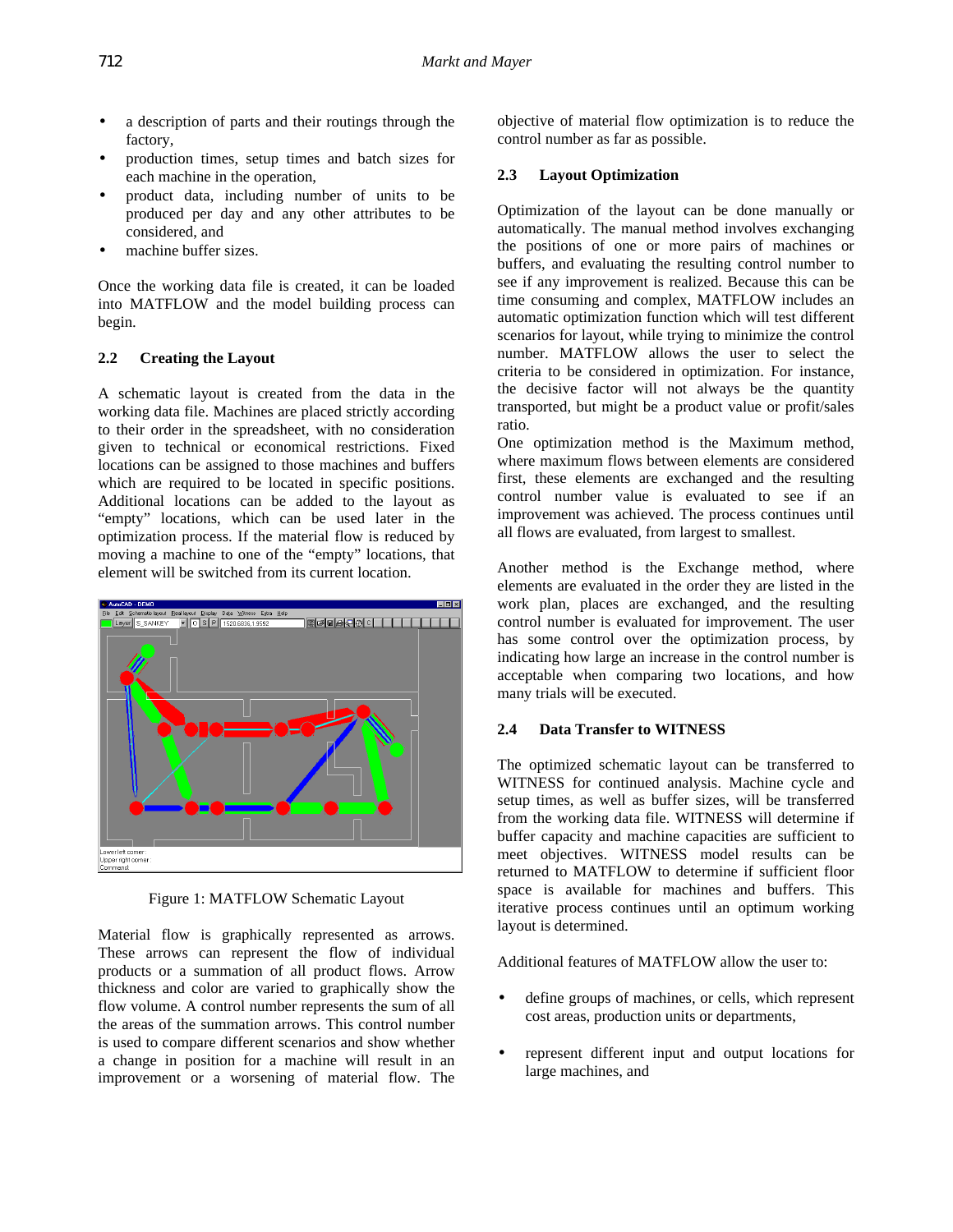- a description of parts and their routings through the factory,
- production times, setup times and batch sizes for each machine in the operation,
- product data, including number of units to be produced per day and any other attributes to be considered, and
- machine buffer sizes.

Once the working data file is created, it can be loaded into MATFLOW and the model building process can begin.

## 2.2 Creating the Layout

A schematic layout is created from the data in the working data file. Machines are placed strictly according to their order in the spreadsheet, with no consideration given to technical or economical restrictions. Fixed locations can be assigned to those machines and buffers which are required to be located in specific positions. Additional locations can be added to the layout as "empty" locations, which can be used later in the optimization process. If the material flow is reduced by moving a machine to one of the "empty" locations, that element will be switched from its current location.

Figure 1: MATFLOW Schematic Layout

Material flow is graphically represented as arrows. These arrows can represent the flow of individual products or a summation of all product flows. Arrow thickness and color are varied to graphically show the flow volume. A control number represents the sum of all the areas of the summation arrows. This control number is used to compare different scenarios and show whether a change in position for a machine will result in an improvement or a worsening of material flow. The objective of material flow optimization is to reduce the control number as far as possible.

## 2.3 Layout Optimization

Optimization of the layout can be done manually or automatically. The manual method involves exchanging the positions of one or more pairs of machines or buffers, and evaluating the resulting control number to see if any improvement is realized. Because this can be time consuming and complex, MATFLOW includes an automatic optimization function which will test different scenarios for layout, while trying to minimize the control number. MATFLOW allows the user to select the criteria to be considered in optimization. For instance, the decisive factor will not always be the quantity transported, but might be a product value or profit/sales ratio.

One optimization method is the Maximum method, where maximum flows between elements are considered first, these elements are exchanged and the resulting control number value is evaluated to see if an improvement was achieved. The process continues until all flows are evaluated, from largest to smallest.

Another method is the Exchange method, where elements are evaluated in the order they are listed in the work plan, places are exchanged, and the resulting control number is evaluated for improvement. The user has some control over the optimization process, by indicating how large an increase in the control number is acceptable when comparing two locations, and how many trials will be executed.

## 2.4 Data Transfer to WITNESS

The optimized schematic layout can be transferred to WITNESS for continued analysis. Machine cycle and setup times, as well as buffer sizes, will be transferred from the working data file. WITNESS will determine if buffer capacity and machine capacities are sufficient to meet objectives. WITNESS model results can be returned to MATFLOW to determine if sufficient floor space is available for machines and buffers. This iterative process continues until an optimum working layout is determined.

Additional features of MATFLOW allow the user to:

- define groups of machines, or cells, which represent cost areas, production units or departments,
- represent different input and output locations for large machines, and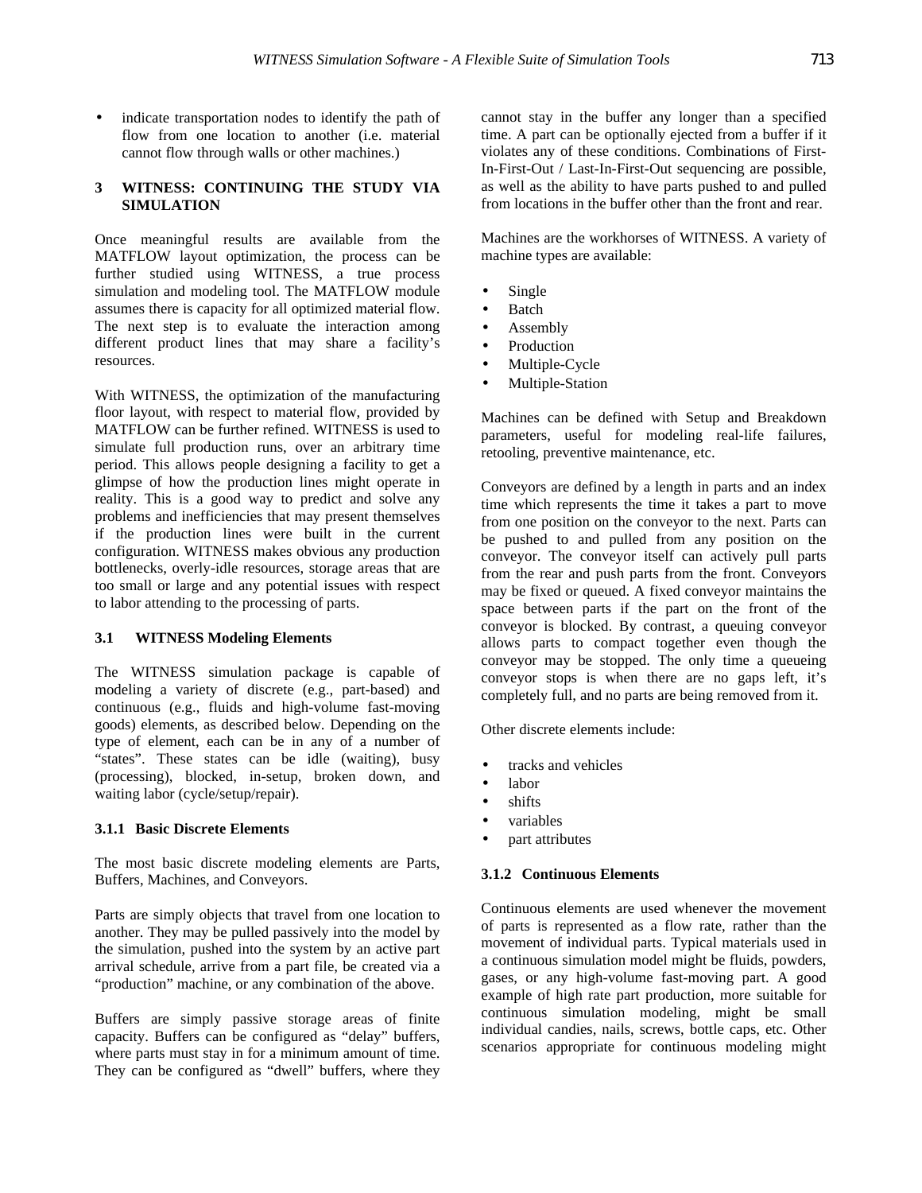- indicate transportation nodes to identify the path of flow from one location to another (i.e. material cannot flow through walls or other machines.)

## 3 WITNESS: CONTINUING THE STUDY VIA SIMULATION

Once meaningful results are available from the MATFLOW layout optimization, the process can be further studied using WITNESS, a true process simulation and modeling tool. The MATFLOW module assumes there is capacity for all optimized material flow. The next step is to evaluate the interaction among different product lines that may share a facility's resources.

With WITNESS, the optimization of the manufacturing floor layout, with respect to material flow, provided by MATFLOW can be further refined. WITNESS is used to simulate full production runs, over an arbitrary time period. This allows people designing a facility to get a glimpse of how the production lines might operate in reality. This is a good way to predict and solve any problems and inefficiencies that may present themselves if the production lines were built in the current configuration. WITNESS makes obvious any production bottlenecks, overly-idle resources, storage areas that are too small or large and any potential issues with respect to labor attending to the processing of parts.

### 3.1 WITNESS Modeling Elements

The WITNESS simulation package is capable of modeling a variety of discrete (e.g., part-based) and continuous (e.g., fluids and high-volume fast-moving goods) elements, as described below. Depending on the type of element, each can be in any of a number of "states". These states can be idle (waiting), busy (processing), blocked, in-setup, broken down, and waiting labor (cycle/setup/repair).

#### 3.1.1 Basic Discrete Elements

The most basic discrete modeling elements are Parts, Buffers, Machines, and Conveyors.

Parts are simply objects that travel from one location to another. They may be pulled passively into the model by the simulation, pushed into the system by an active part arrival schedule, arrive from a part file, be created via a "production" machine, or any combination of the above.

Buffers are simply passive storage areas of finite capacity. Buffers can be configured as "delay" buffers, where parts must stay in for a minimum amount of time. They can be configured as "dwell" buffers, where they cannot stay in the buffer any longer than a specified time. A part can be optionally ejected from a buffer if it violates any of these conditions. Combinations of First-In-First-Out / Last-In-First-Out sequencing are possible, as well as the ability to have parts pushed to and pulled from locations in the buffer other than the front and rear.

Machines are the workhorses of WITNESS. A variety of machine types are available:

- Single
- Batch
- Assembly
- Production
- Multiple-Cycle
- Multiple-Station

Machines can be defined with Setup and Breakdown parameters, useful for modeling real-life failures, retooling, preventive maintenance, etc.

Conveyors are defined by a length in parts and an index time which represents the time it takes a part to move from one position on the conveyor to the next. Parts can be pushed to and pulled from any position on the conveyor. The conveyor itself can actively pull parts from the rear and push parts from the front. Conveyors may be fixed or queued. A fixed conveyor maintains the space between parts if the part on the front of the conveyor is blocked. By contrast, a queuing conveyor allows parts to compact together even though the conveyor may be stopped. The only time a queueing conveyor stops is when there are no gaps left, it's completely full, and no parts are being removed from it.

Other discrete elements include:

- tracks and vehicles
- labor
- shifts
- variables
- part attributes

#### 3.1.2 Continuous Elements

Continuous elements are used whenever the movement of parts is represented as a flow rate, rather than the movement of individual parts. Typical materials used in a continuous simulation model might be fluids, powders, gases, or any high-volume fast-moving part. A good example of high rate part production, more suitable for continuous simulation modeling, might be small individual candies, nails, screws, bottle caps, etc. Other scenarios appropriate for continuous modeling might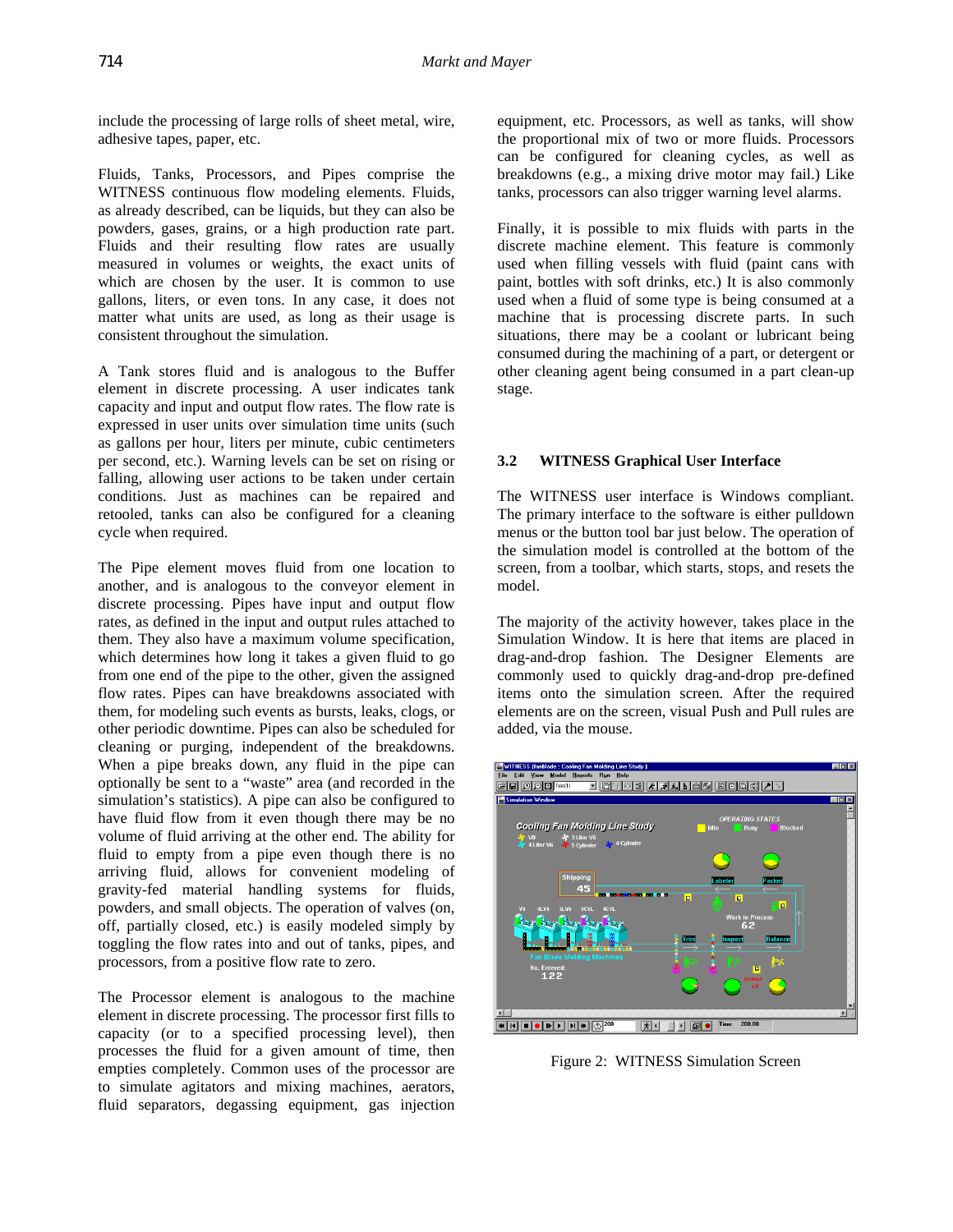include the processing of large rolls of sheet metal, wire, adhesive tapes, paper, etc.

Fluids, Tanks, Processors, and Pipes comprise the WITNESS continuous flow modeling elements. Fluids, as already described, can be liquids, but they can also be powders, gases, grains, or a high production rate part. Fluids and their resulting flow rates are usually measured in volumes or weights, the exact units of which are chosen by the user. It is common to use gallons, liters, or even tons. In any case, it does not matter what units are used, as long as their usage is consistent throughout the simulation.

A Tank stores fluid and is analogous to the Buffer element in discrete processing. A user indicates tank capacity and input and output flow rates. The flow rate is expressed in user units over simulation time units (such as gallons per hour, liters per minute, cubic centimeters per second, etc.). Warning levels can be set on rising or falling, allowing user actions to be taken under certain conditions. Just as machines can be repaired and retooled, tanks can also be configured for a cleaning cycle when required.

The Pipe element moves fluid from one location to another, and is analogous to the conveyor element in discrete processing. Pipes have input and output flow rates, as defined in the input and output rules attached to them. They also have a maximum volume specification, which determines how long it takes a given fluid to go from one end of the pipe to the other, given the assigned flow rates. Pipes can have breakdowns associated with them, for modeling such events as bursts, leaks, clogs, or other periodic downtime. Pipes can also be scheduled for cleaning or purging, independent of the breakdowns. When a pipe breaks down, any fluid in the pipe can optionally be sent to a "waste" area (and recorded in the simulation's statistics). A pipe can also be configured to have fluid flow from it even though there may be no volume of fluid arriving at the other end. The ability for fluid to empty from a pipe even though there is no arriving fluid, allows for convenient modeling of gravity-fed material handling systems for fluids, powders, and small objects. The operation of valves (on, off, partially closed, etc.) is easily modeled simply by toggling the flow rates into and out of tanks, pipes, and processors, from a positive flow rate to zero.

The Processor element is analogous to the machine element in discrete processing. The processor first fills to capacity (or to a specified processing level), then processes the fluid for a given amount of time, then empties completely. Common uses of the processor are to simulate agitators and mixing machines, aerators, fluid separators, degassing equipment, gas injection equipment, etc. Processors, as well as tanks, will show the proportional mix of two or more fluids. Processors can be configured for cleaning cycles, as well as breakdowns (e.g., a mixing drive motor may fail.) Like tanks, processors can also trigger warning level alarms.

Finally, it is possible to mix fluids with parts in the discrete machine element. This feature is commonly used when filling vessels with fluid (paint cans with paint, bottles with soft drinks, etc.) It is also commonly used when a fluid of some type is being consumed at a machine that is processing discrete parts. In such situations, there may be a coolant or lubricant being consumed during the machining of a part, or detergent or other cleaning agent being consumed in a part clean-up stage.

### 3.2 WITNESS Graphical User Interface

The WITNESS user interface is Windows compliant. The primary interface to the software is either pulldown menus or the button tool bar just below. The operation of the simulation model is controlled at the bottom of the screen, from a toolbar, which starts, stops, and resets the model.

The majority of the activity however, takes place in the Simulation Window. It is here that items are placed in drag-and-drop fashion. The Designer Elements are commonly used to quickly drag-and-drop pre-defined items onto the simulation screen. After the required elements are on the screen, visual Push and Pull rules are added, via the mouse.

Figure 2: WITNESS Simulation Screen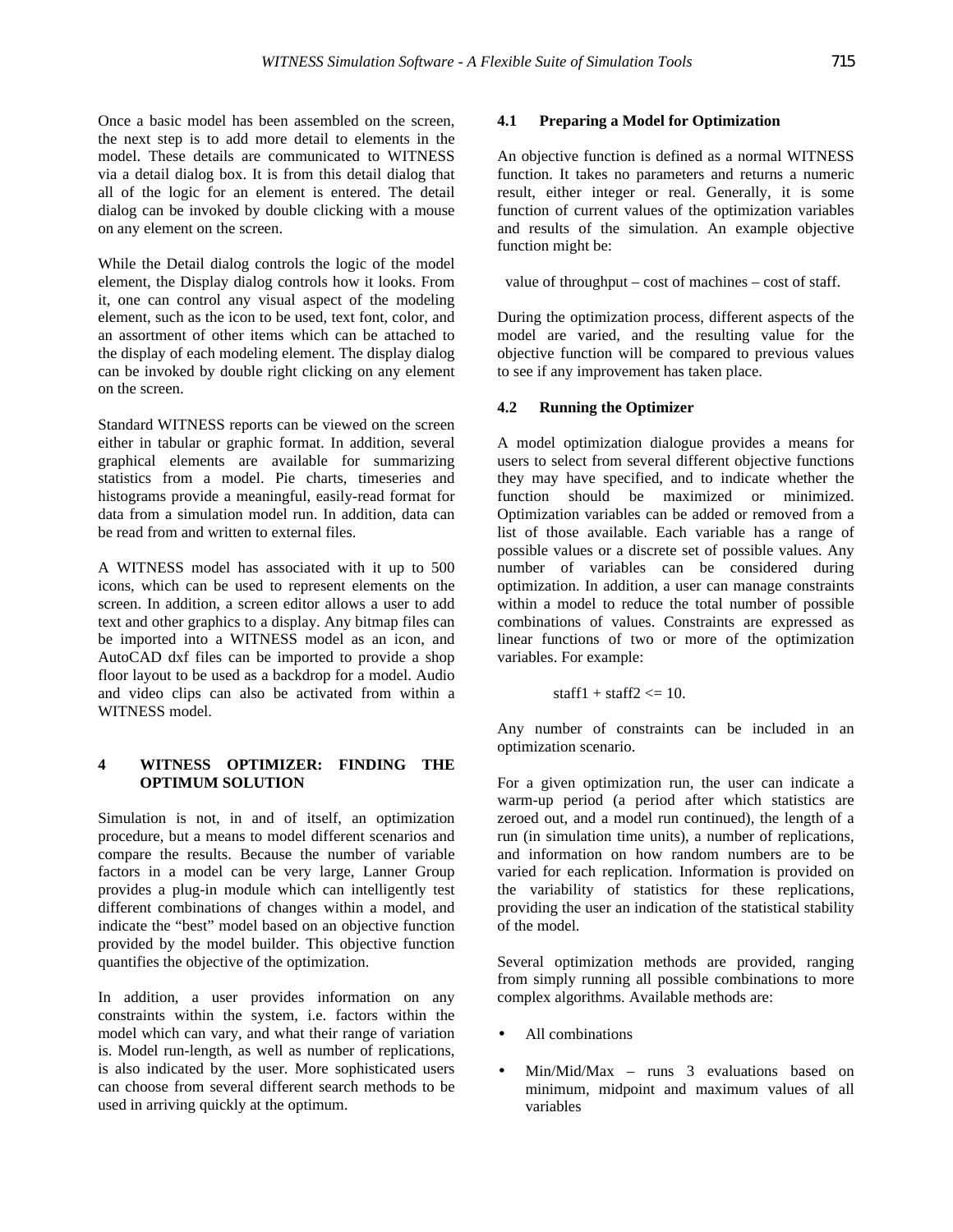Once a basic model has been assembled on the screen, the next step is to add more detail to elements in the model. These details are communicated to WITNESS via a detail dialog box. It is from this detail dialog that all of the logic for an element is entered. The detail dialog can be invoked by double clicking with a mouse on any element on the screen.

While the Detail dialog controls the logic of the model element, the Display dialog controls how it looks. From it, one can control any visual aspect of the modeling element, such as the icon to be used, text font, color, and an assortment of other items which can be attached to the display of each modeling element. The display dialog can be invoked by double right clicking on any element on the screen.

Standard WITNESS reports can be viewed on the screen either in tabular or graphic format. In addition, several graphical elements are available for summarizing statistics from a model. Pie charts, timeseries and histograms provide a meaningful, easily-read format for data from a simulation model run. In addition, data can be read from and written to external files.

A WITNESS model has associated with it up to 500 icons, which can be used to represent elements on the screen. In addition, a screen editor allows a user to add text and other graphics to a display. Any bitmap files can be imported into a WITNESS model as an icon, and AutoCAD dxf files can be imported to provide a shop floor layout to be used as a backdrop for a model. Audio and video clips can also be activated from within a WITNESS model.

## 4 WITNESS OPTIMIZER: FINDING THE OPTIMUM SOLUTION

Simulation is not, in and of itself, an optimization procedure, but a means to model different scenarios and compare the results. Because the number of variable factors in a model can be very large, Lanner Group provides a plug-in module which can intelligently test different combinations of changes within a model, and indicate the "best" model based on an objective function provided by the model builder. This objective function quantifies the objective of the optimization.

In addition, a user provides information on any constraints within the system, i.e. factors within the model which can vary, and what their range of variation is. Model run-length, as well as number of replications, is also indicated by the user. More sophisticated users can choose from several different search methods to be used in arriving quickly at the optimum.

### 4.1 Preparing a Model for Optimization

An objective function is defined as a normal WITNESS function. It takes no parameters and returns a numeric result, either integer or real. Generally, it is some function of current values of the optimization variables and results of the simulation. An example objective function might be:

value of throughput – cost of machines – cost of staff.

During the optimization process, different aspects of the model are varied, and the resulting value for the objective function will be compared to previous values to see if any improvement has taken place.

### 4.2 Running the Optimizer

A model optimization dialogue provides a means for users to select from several different objective functions they may have specified, and to indicate whether the function should be maximized or minimized. Optimization variables can be added or removed from a list of those available. Each variable has a range of possible values or a discrete set of possible values. Any number of variables can be considered during optimization. In addition, a user can manage constraints within a model to reduce the total number of possible combinations of values. Constraints are expressed as linear functions of two or more of the optimization variables. For example:

staff1 + staff2 <= 10.

Any number of constraints can be included in an optimization scenario.

For a given optimization run, the user can indicate a warm-up period (a period after which statistics are zeroed out, and a model run continued), the length of a run (in simulation time units), a number of replications, and information on how random numbers are to be varied for each replication. Information is provided on the variability of statistics for these replications, providing the user an indication of the statistical stability of the model.

Several optimization methods are provided, ranging from simply running all possible combinations to more complex algorithms. Available methods are:

- All combinations
- Min/Mid/Max – runs 3 evaluations based on minimum, midpoint and maximum values of all variables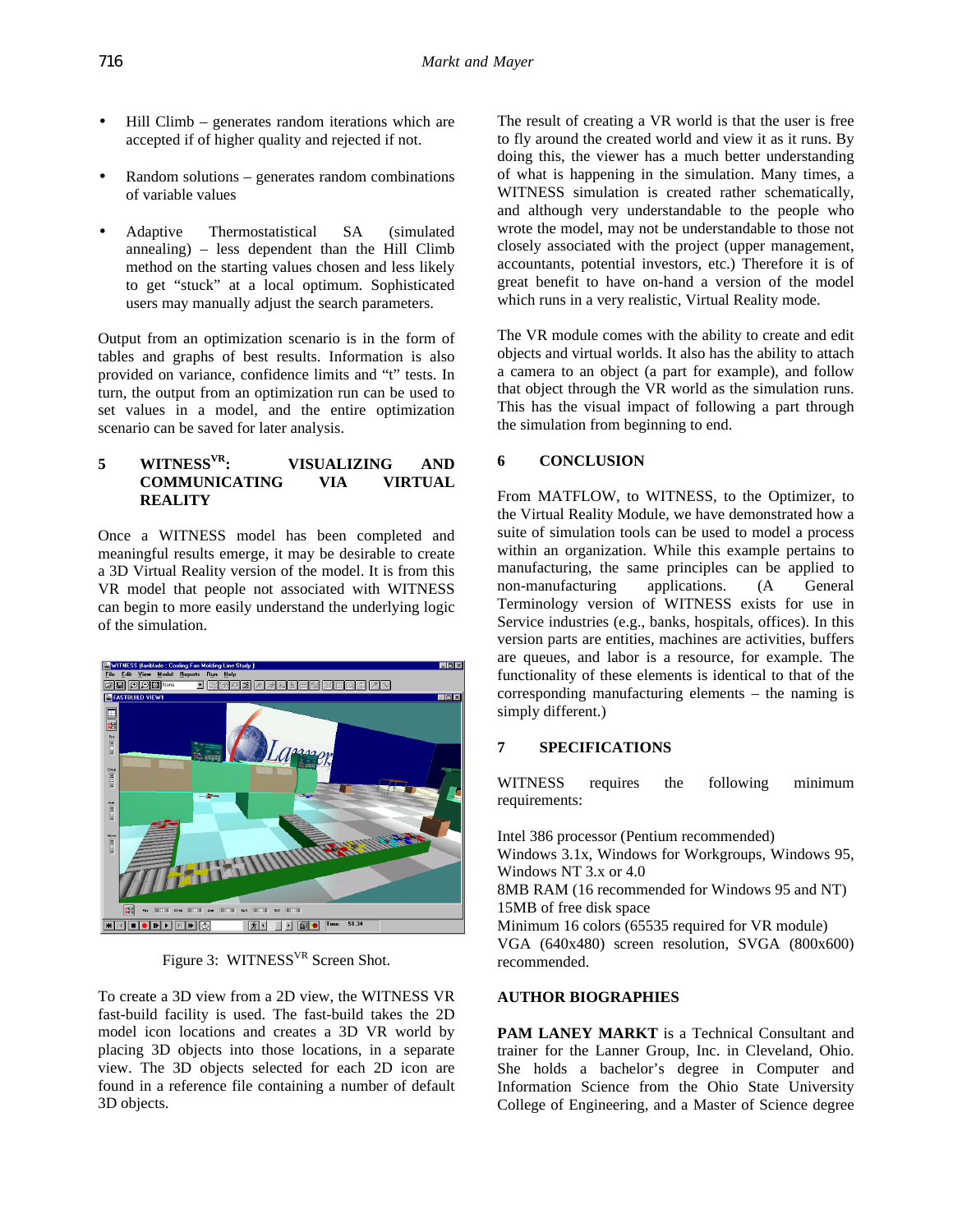- Hill Climb – generates random iterations which are accepted if of higher quality and rejected if not.

- Random solutions – generates random combinations of variable values

- Adaptive Thermostatistical SA (simulated annealing) – less dependent than the Hill Climb method on the starting values chosen and less likely to get "stuck" at a local optimum. Sophisticated users may manually adjust the search parameters.

Output from an optimization scenario is in the form of tables and graphs of best results. Information is also provided on variance, confidence limits and "t" tests. In turn, the output from an optimization run can be used to set values in a model, and the entire optimization scenario can be saved for later analysis.

## 5 WITNESS[VR]: VISUALIZING AND COMMUNICATING VIA VIRTUAL REALITY

Once a WITNESS model has been completed and meaningful results emerge, it may be desirable to create a 3D Virtual Reality version of the model. It is from this VR model that people not associated with WITNESS can begin to more easily understand the underlying logic of the simulation.

Figure 3: WITNESS[VR] Screen Shot.

To create a 3D view from a 2D view, the WITNESS VR fast-build facility is used. The fast-build takes the 2D model icon locations and creates a 3D VR world by placing 3D objects into those locations, in a separate view. The 3D objects selected for each 2D icon are found in a reference file containing a number of default 3D objects.

The result of creating a VR world is that the user is free to fly around the created world and view it as it runs. By doing this, the viewer has a much better understanding of what is happening in the simulation. Many times, a WITNESS simulation is created rather schematically, and although very understandable to the people who wrote the model, may not be understandable to those not closely associated with the project (upper management, accountants, potential investors, etc.) Therefore it is of great benefit to have on-hand a version of the model which runs in a very realistic, Virtual Reality mode.

The VR module comes with the ability to create and edit objects and virtual worlds. It also has the ability to attach a camera to an object (a part for example), and follow that object through the VR world as the simulation runs. This has the visual impact of following a part through the simulation from beginning to end.

## 6 CONCLUSION

From MATFLOW, to WITNESS, to the Optimizer, to the Virtual Reality Module, we have demonstrated how a suite of simulation tools can be used to model a process within an organization. While this example pertains to manufacturing, the same principles can be applied to non-manufacturing applications. (A General Terminology version of WITNESS exists for use in Service industries (e.g., banks, hospitals, offices). In this version parts are entities, machines are activities, buffers are queues, and labor is a resource, for example. The functionality of these elements is identical to that of the corresponding manufacturing elements – the naming is simply different.)

## 7 SPECIFICATIONS

WITNESS requires the following minimum requirements:

Intel 386 processor (Pentium recommended)
Windows 3.1x, Windows for Workgroups, Windows 95, Windows NT 3.x or 4.0
8MB RAM (16 recommended for Windows 95 and NT)
15MB of free disk space
Minimum 16 colors (65535 required for VR module)
VGA (640x480) screen resolution, SVGA (800x600) recommended.

## AUTHOR BIOGRAPHIES

**PAM LANEY MARKT** is a Technical Consultant and trainer for the Lanner Group, Inc. in Cleveland, Ohio. She holds a bachelor's degree in Computer and Information Science from the Ohio State University College of Engineering, and a Master of Science degree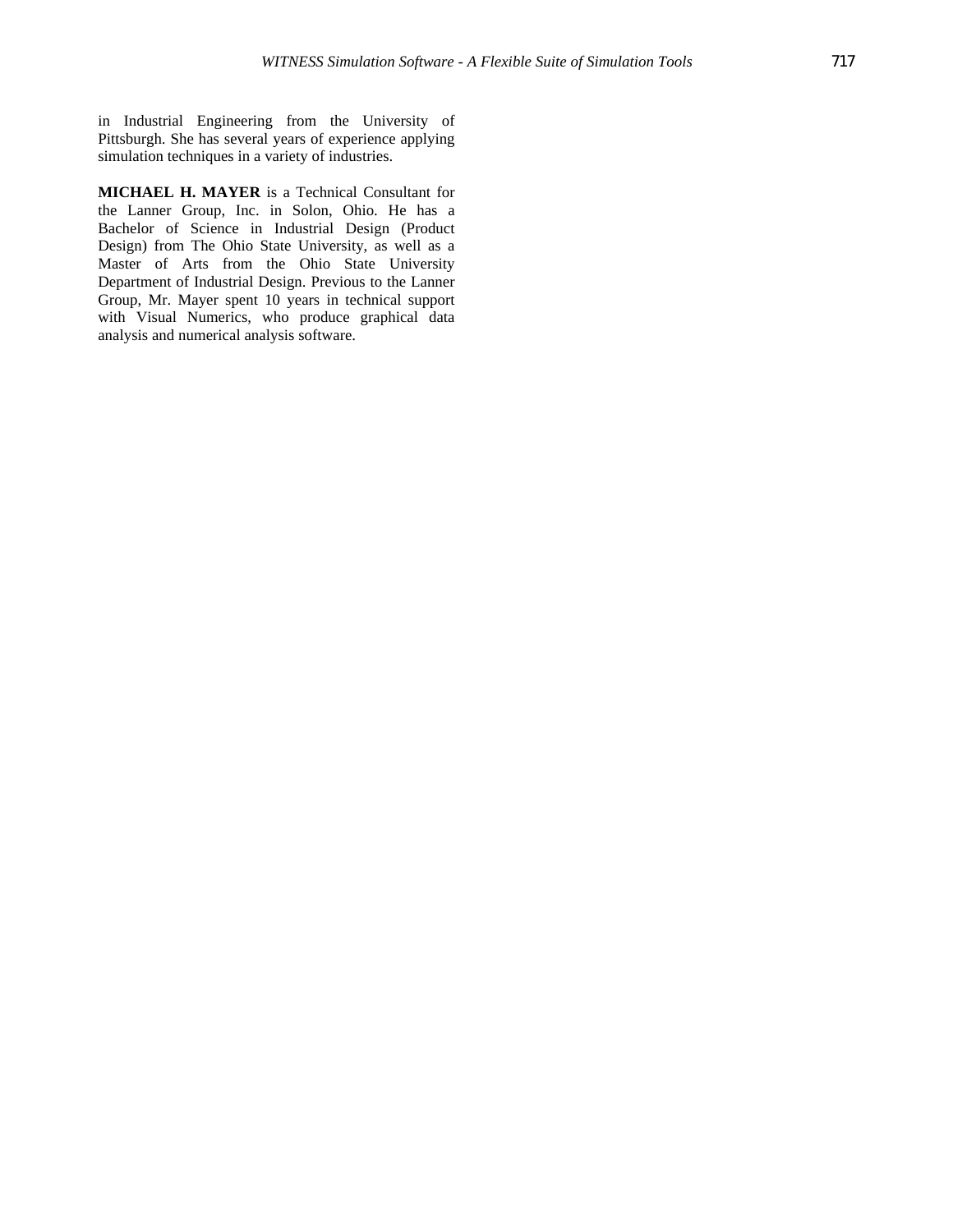in Industrial Engineering from the University of Pittsburgh. She has several years of experience applying simulation techniques in a variety of industries.

**MICHAEL H. MAYER** is a Technical Consultant for the Lanner Group, Inc. in Solon, Ohio. He has a Bachelor of Science in Industrial Design (Product Design) from The Ohio State University, as well as a Master of Arts from the Ohio State University Department of Industrial Design. Previous to the Lanner Group, Mr. Mayer spent 10 years in technical support with Visual Numerics, who produce graphical data analysis and numerical analysis software.